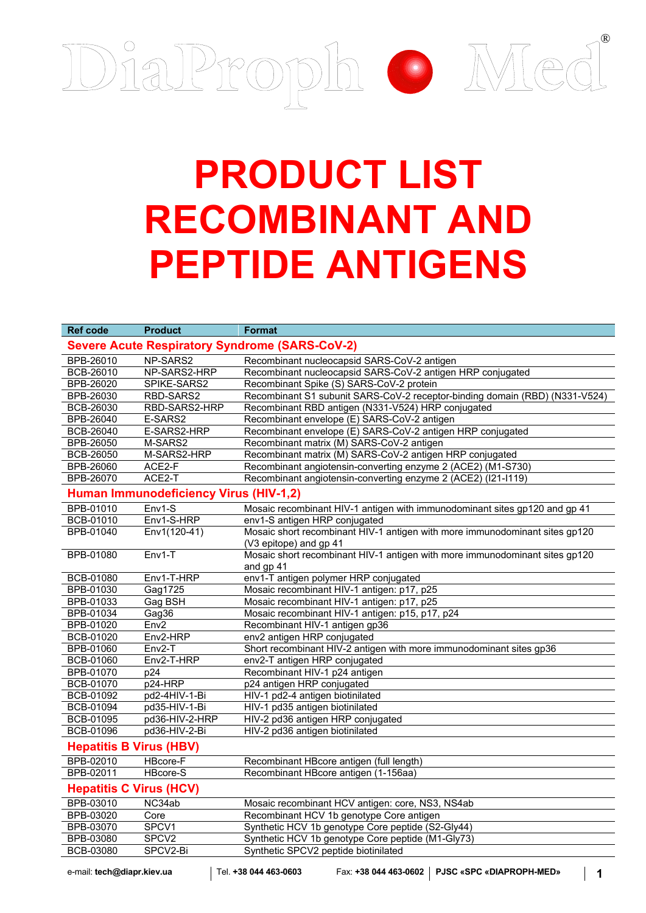DiaProph Med®

# PRODUCT LIST RECOMBINANT AND PEPTIDE ANTIGENS

| Ref code | Product | Format |
|---|---|---|
| **Severe Acute Respiratory Syndrome (SARS-CoV-2)** | | |
| BPB-26010 | NP-SARS2 | Recombinant nucleocapsid SARS-CoV-2 antigen |
| BCB-26010 | NP-SARS2-HRP | Recombinant nucleocapsid SARS-CoV-2 antigen HRP conjugated |
| BPB-26020 | SPIKE-SARS2 | Recombinant Spike (S) SARS-CoV-2 protein |
| BPB-26030 | RBD-SARS2 | Recombinant S1 subunit SARS-CoV-2 receptor-binding domain (RBD) (N331-V524) |
| BCB-26030 | RBD-SARS2-HRP | Recombinant RBD antigen (N331-V524) HRP conjugated |
| BPB-26040 | E-SARS2 | Recombinant envelope (E) SARS-CoV-2 antigen |
| BCB-26040 | E-SARS2-HRP | Recombinant envelope (E) SARS-CoV-2 antigen HRP conjugated |
| BPB-26050 | M-SARS2 | Recombinant matrix (M) SARS-CoV-2 antigen |
| BCB-26050 | M-SARS2-HRP | Recombinant matrix (M) SARS-CoV-2 antigen HRP conjugated |
| BPB-26060 | ACE2-F | Recombinant angiotensin-converting enzyme 2 (ACE2) (M1-S730) |
| BPB-26070 | ACE2-T | Recombinant angiotensin-converting enzyme 2 (ACE2) (I21-I119) |
| **Human Immunodeficiency Virus (HIV-1,2)** | | |
| BPB-01010 | Env1-S | Mosaic recombinant HIV-1 antigen with immunodominant sites gp120 and gp 41 |
| BCB-01010 | Env1-S-HRP | env1-S antigen HRP conjugated |
| BPB-01040 | Env1(120-41) | Mosaic short recombinant HIV-1 antigen with more immunodominant sites gp120 (V3 epitope) and gp 41 |
| BPB-01080 | Env1-T | Mosaic short recombinant HIV-1 antigen with more immunodominant sites gp120 and gp 41 |
| BCB-01080 | Env1-T-HRP | env1-T antigen polymer HRP conjugated |
| BPB-01030 | Gag1725 | Mosaic recombinant HIV-1 antigen: p17, p25 |
| BPB-01033 | Gag BSH | Mosaic recombinant HIV-1 antigen: p17, p25 |
| BPB-01034 | Gag36 | Mosaic recombinant HIV-1 antigen: p15, p17, p24 |
| BPB-01020 | Env2 | Recombinant HIV-1 antigen gp36 |
| BCB-01020 | Env2-HRP | env2 antigen HRP conjugated |
| BPB-01060 | Env2-T | Short recombinant HIV-2 antigen with more immunodominant sites gp36 |
| BCB-01060 | Env2-T-HRP | env2-T antigen HRP conjugated |
| BPB-01070 | p24 | Recombinant HIV-1 p24 antigen |
| BCB-01070 | p24-HRP | p24 antigen HRP conjugated |
| BCB-01092 | pd2-4HIV-1-Bi | HIV-1 pd2-4 antigen biotinilated |
| BCB-01094 | pd35-HIV-1-Bi | HIV-1 pd35 antigen biotinilated |
| BCB-01095 | pd36-HIV-2-HRP | HIV-2 pd36 antigen HRP conjugated |
| BCB-01096 | pd36-HIV-2-Bi | HIV-2 pd36 antigen biotinilated |
| **Hepatitis B Virus (HBV)** | | |
| BPB-02010 | HBcore-F | Recombinant HBcore antigen (full length) |
| BPB-02011 | HBcore-S | Recombinant HBcore antigen (1-156aa) |
| **Hepatitis C Virus (HCV)** | | |
| BPB-03010 | NC34ab | Mosaic recombinant HCV antigen: core, NS3, NS4ab |
| BPB-03020 | Core | Recombinant HCV 1b genotype Core antigen |
| BPB-03070 | SPCV1 | Synthetic HCV 1b genotype Core peptide (S2-Gly44) |
| BPB-03080 | SPCV2 | Synthetic HCV 1b genotype Core peptide (M1-Gly73) |
| BCB-03080 | SPCV2-Bi | Synthetic SPCV2 peptide biotinilated |

e-mail: **tech@diapr.kiev.ua** | Tel. **+38 044 463-0603** | Fax: **+38 044 463-0602** | **PJSC «SPC «DIAPROPH-MED»**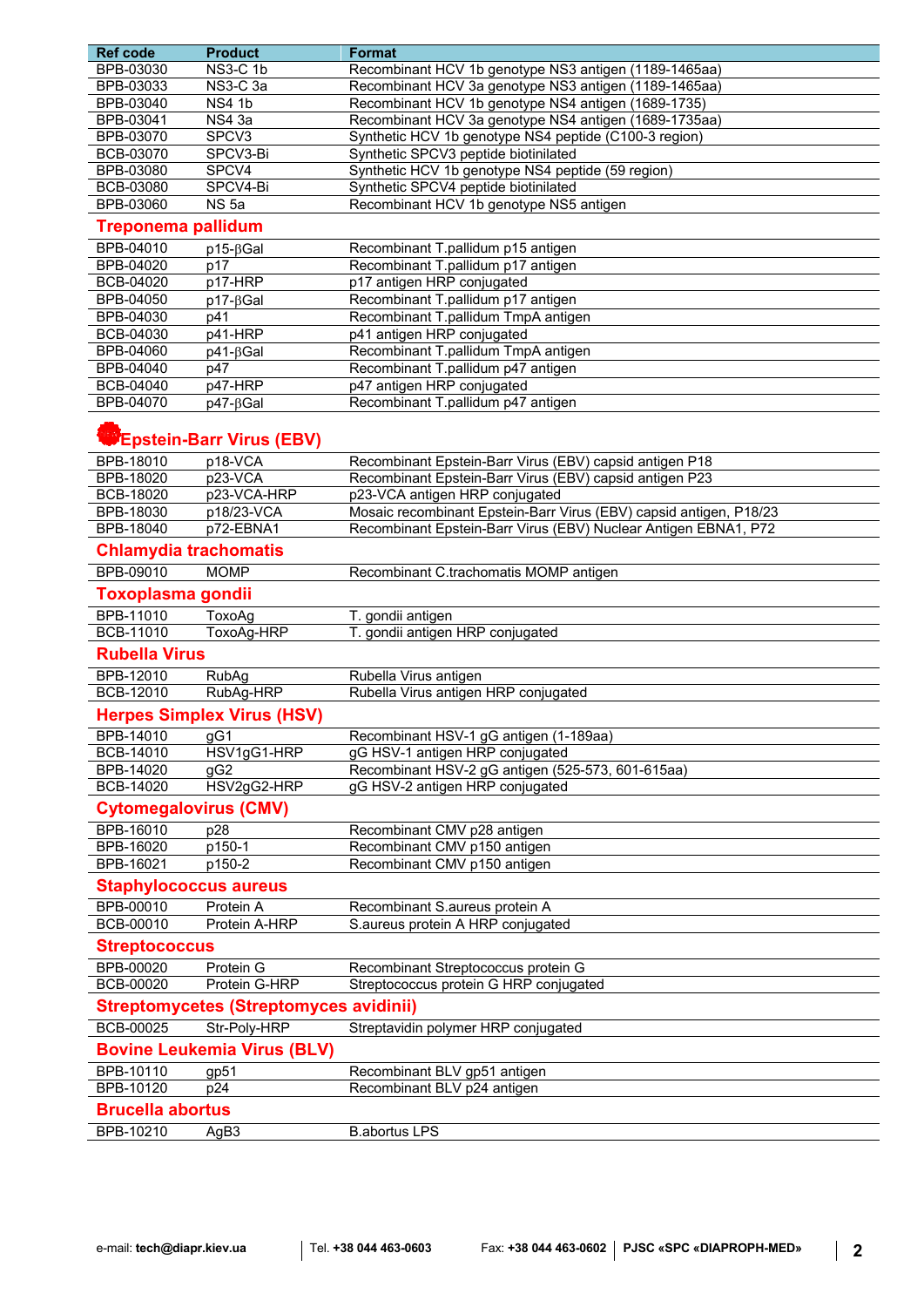| Ref code | Product | Format |
|---|---|---|
| BPB-03030 | NS3-C 1b | Recombinant HCV 1b genotype NS3 antigen (1189-1465aa) |
| BPB-03033 | NS3-C 3a | Recombinant HCV 3a genotype NS3 antigen (1189-1465aa) |
| BPB-03040 | NS4 1b | Recombinant HCV 1b genotype NS4 antigen (1689-1735) |
| BPB-03041 | NS4 3a | Recombinant HCV 3a genotype NS4 antigen (1689-1735aa) |
| BPB-03070 | SPCV3 | Synthetic HCV 1b genotype NS4 peptide (C100-3 region) |
| BCB-03070 | SPCV3-Bi | Synthetic SPCV3 peptide biotinilated |
| BPB-03080 | SPCV4 | Synthetic HCV 1b genotype NS4 peptide (59 region) |
| BCB-03080 | SPCV4-Bi | Synthetic SPCV4 peptide biotinilated |
| BPB-03060 | NS 5a | Recombinant HCV 1b genotype NS5 antigen |

## Treponema pallidum

| | | |
|---|---|---|
| BPB-04010 | p15-βGal | Recombinant T.pallidum p15 antigen |
| BPB-04020 | p17 | Recombinant T.pallidum p17 antigen |
| BCB-04020 | p17-HRP | p17 antigen HRP conjugated |
| BPB-04050 | p17-βGal | Recombinant T.pallidum p17 antigen |
| BPB-04030 | p41 | Recombinant T.pallidum TmpA antigen |
| BCB-04030 | p41-HRP | p41 antigen HRP conjugated |
| BPB-04060 | p41-βGal | Recombinant T.pallidum TmpA antigen |
| BPB-04040 | p47 | Recombinant T.pallidum p47 antigen |
| BCB-04040 | p47-HRP | p47 antigen HRP conjugated |
| BPB-04070 | p47-βGal | Recombinant T.pallidum p47 antigen |

## Epstein-Barr Virus (EBV)

| | | |
|---|---|---|
| BPB-18010 | p18-VCA | Recombinant Epstein-Barr Virus (EBV) capsid antigen P18 |
| BPB-18020 | p23-VCA | Recombinant Epstein-Barr Virus (EBV) capsid antigen P23 |
| BCB-18020 | p23-VCA-HRP | p23-VCA antigen HRP conjugated |
| BPB-18030 | p18/23-VCA | Mosaic recombinant Epstein-Barr Virus (EBV) capsid antigen, P18/23 |
| BPB-18040 | p72-EBNA1 | Recombinant Epstein-Barr Virus (EBV) Nuclear Antigen EBNA1, P72 |

## Chlamydia trachomatis

| | | |
|---|---|---|
| BPB-09010 | MOMP | Recombinant C.trachomatis MOMP antigen |

## Toxoplasma gondii

| | | |
|---|---|---|
| BPB-11010 | ToxoAg | T. gondii antigen |
| BCB-11010 | ToxoAg-HRP | T. gondii antigen HRP conjugated |

## Rubella Virus

| | | |
|---|---|---|
| BPB-12010 | RubAg | Rubella Virus antigen |
| BCB-12010 | RubAg-HRP | Rubella Virus antigen HRP conjugated |

## Herpes Simplex Virus (HSV)

| | | |
|---|---|---|
| BPB-14010 | gG1 | Recombinant HSV-1 gG antigen (1-189aa) |
| BCB-14010 | HSV1gG1-HRP | gG HSV-1 antigen HRP conjugated |
| BPB-14020 | gG2 | Recombinant HSV-2 gG antigen (525-573, 601-615aa) |
| BCB-14020 | HSV2gG2-HRP | gG HSV-2 antigen HRP conjugated |

## Cytomegalovirus (CMV)

| | | |
|---|---|---|
| BPB-16010 | p28 | Recombinant CMV p28 antigen |
| BPB-16020 | p150-1 | Recombinant CMV p150 antigen |
| BPB-16021 | p150-2 | Recombinant CMV p150 antigen |

## Staphylococcus aureus

| | | |
|---|---|---|
| BPB-00010 | Protein A | Recombinant S.aureus protein A |
| BCB-00010 | Protein A-HRP | S.aureus protein A HRP conjugated |

## Streptococcus

| | | |
|---|---|---|
| BPB-00020 | Protein G | Recombinant Streptococcus protein G |
| BCB-00020 | Protein G-HRP | Streptococcus protein G HRP conjugated |

## Streptomycetes (Streptomyces avidinii)

| | | |
|---|---|---|
| BCB-00025 | Str-Poly-HRP | Streptavidin polymer HRP conjugated |

## Bovine Leukemia Virus (BLV)

| | | |
|---|---|---|
| BPB-10110 | gp51 | Recombinant BLV gp51 antigen |
| BPB-10120 | p24 | Recombinant BLV p24 antigen |

## Brucella abortus

| | | |
|---|---|---|
| BPB-10210 | AgB3 | B.abortus LPS |

e-mail: **tech@diapr.kiev.ua** | Tel. **+38 044 463-0603** | Fax: **+38 044 463-0602** | **PJSC «SPC «DIAPROPH-MED»**